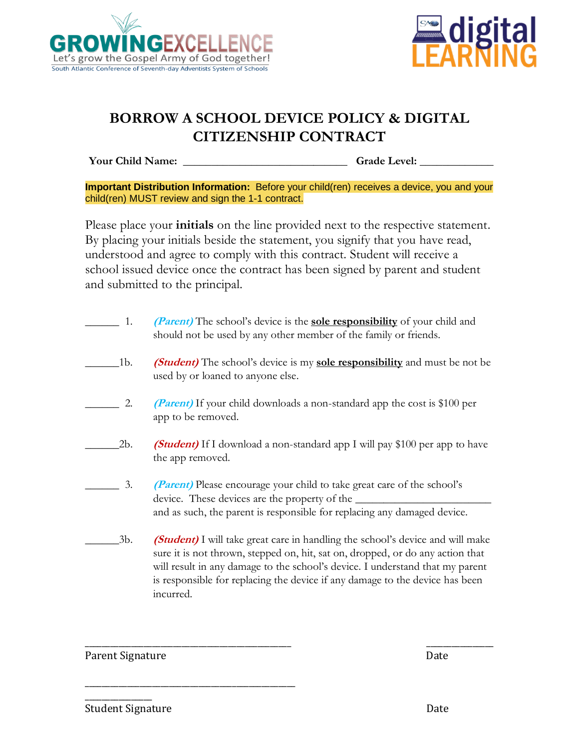GROWINGEXCELLENCE
Let's grow the Gospel Army of God together!
South Atlantic Conference of Seventh-day Adventists System of Schools

digital LEARNING

# BORROW A SCHOOL DEVICE POLICY & DIGITAL CITIZENSHIP CONTRACT

**Your Child Name:** ____________________________ **Grade Level:** ____________

**Important Distribution Information:** Before your child(ren) receives a device, you and your child(ren) MUST review and sign the 1-1 contract.

Please place your **initials** on the line provided next to the respective statement. By placing your initials beside the statement, you signify that you have read, understood and agree to comply with this contract. Student will receive a school issued device once the contract has been signed by parent and student and submitted to the principal.

______ 1. ***(Parent)*** The school's device is the **sole responsibility** of your child and should not be used by any other member of the family or friends.

______1b. ***(Student)*** The school's device is my **sole responsibility** and must be not be used by or loaned to anyone else.

______ 2. ***(Parent)*** If your child downloads a non-standard app the cost is $100 per app to be removed.

______2b. ***(Student)*** If I download a non-standard app I will pay $100 per app to have the app removed.

______ 3. ***(Parent)*** Please encourage your child to take great care of the school's device. These devices are the property of the ________________________ and as such, the parent is responsible for replacing any damaged device.

______3b. ***(Student)*** I will take great care in handling the school's device and will make sure it is not thrown, stepped on, hit, sat on, dropped, or do any action that will result in any damage to the school's device. I understand that my parent is responsible for replacing the device if any damage to the device has been incurred.

_____________________________________ ____________
Parent Signature Date

_____________________________________ ____________
Student Signature Date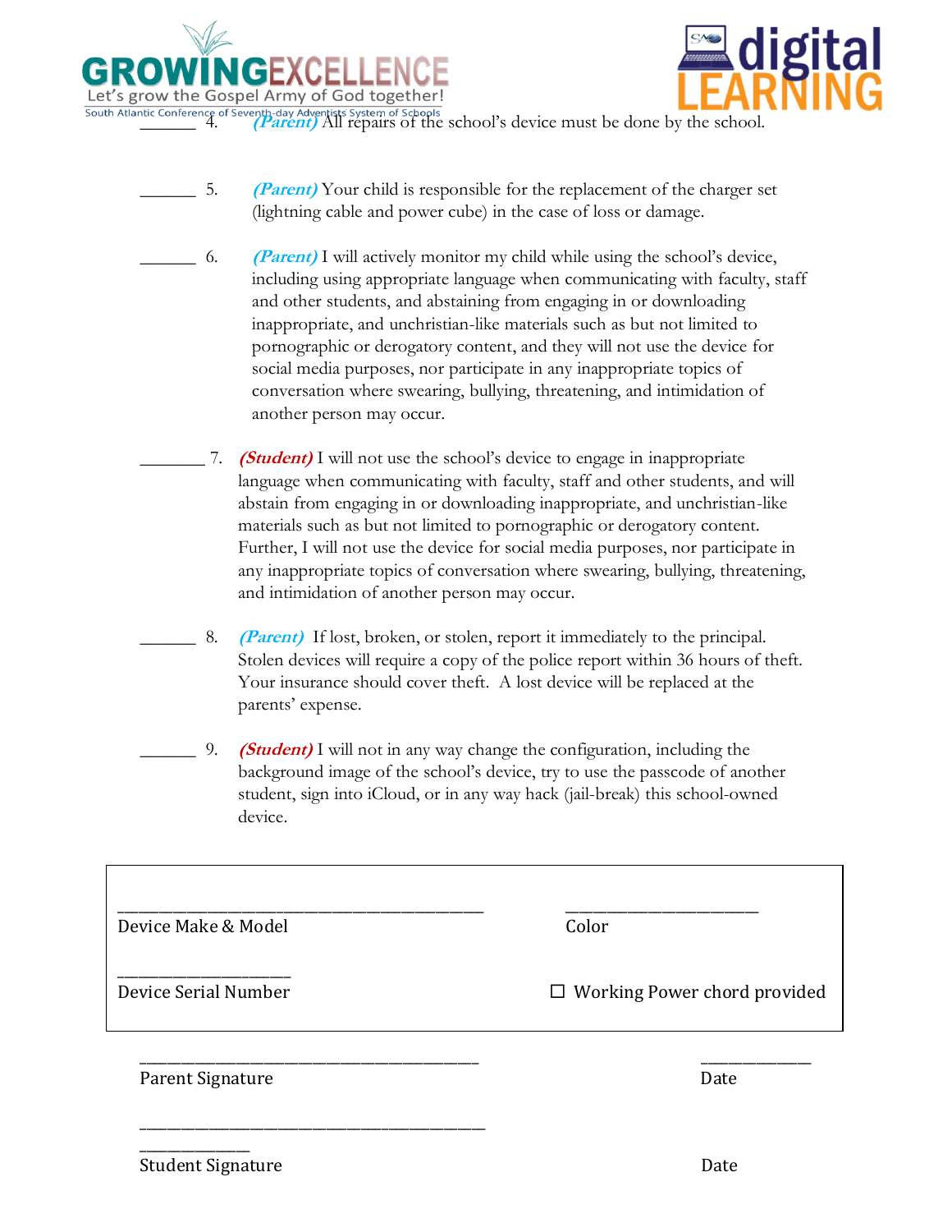______ 4. ***(Parent)*** All repairs of the school's device must be done by the school.

______ 5. ***(Parent)*** Your child is responsible for the replacement of the charger set (lightning cable and power cube) in the case of loss or damage.

______ 6. ***(Parent)*** I will actively monitor my child while using the school's device, including using appropriate language when communicating with faculty, staff and other students, and abstaining from engaging in or downloading inappropriate, and unchristian-like materials such as but not limited to pornographic or derogatory content, and they will not use the device for social media purposes, nor participate in any inappropriate topics of conversation where swearing, bullying, threatening, and intimidation of another person may occur.

_______ 7. ***(Student)*** I will not use the school's device to engage in inappropriate language when communicating with faculty, staff and other students, and will abstain from engaging in or downloading inappropriate, and unchristian-like materials such as but not limited to pornographic or derogatory content. Further, I will not use the device for social media purposes, nor participate in any inappropriate topics of conversation where swearing, bullying, threatening, and intimidation of another person may occur.

______ 8. ***(Parent)*** If lost, broken, or stolen, report it immediately to the principal. Stolen devices will require a copy of the police report within 36 hours of theft. Your insurance should cover theft. A lost device will be replaced at the parents' expense.

______ 9. ***(Student)*** I will not in any way change the configuration, including the background image of the school's device, try to use the passcode of another student, sign into iCloud, or in any way hack (jail-break) this school-owned device.

_____________________________________________ _______________________
Device Make & Model Color

_____________________
Device Serial Number

☐ Working Power chord provided

_________________________________________ _____________
Parent Signature Date

__________________________________________
_____________
Student Signature Date